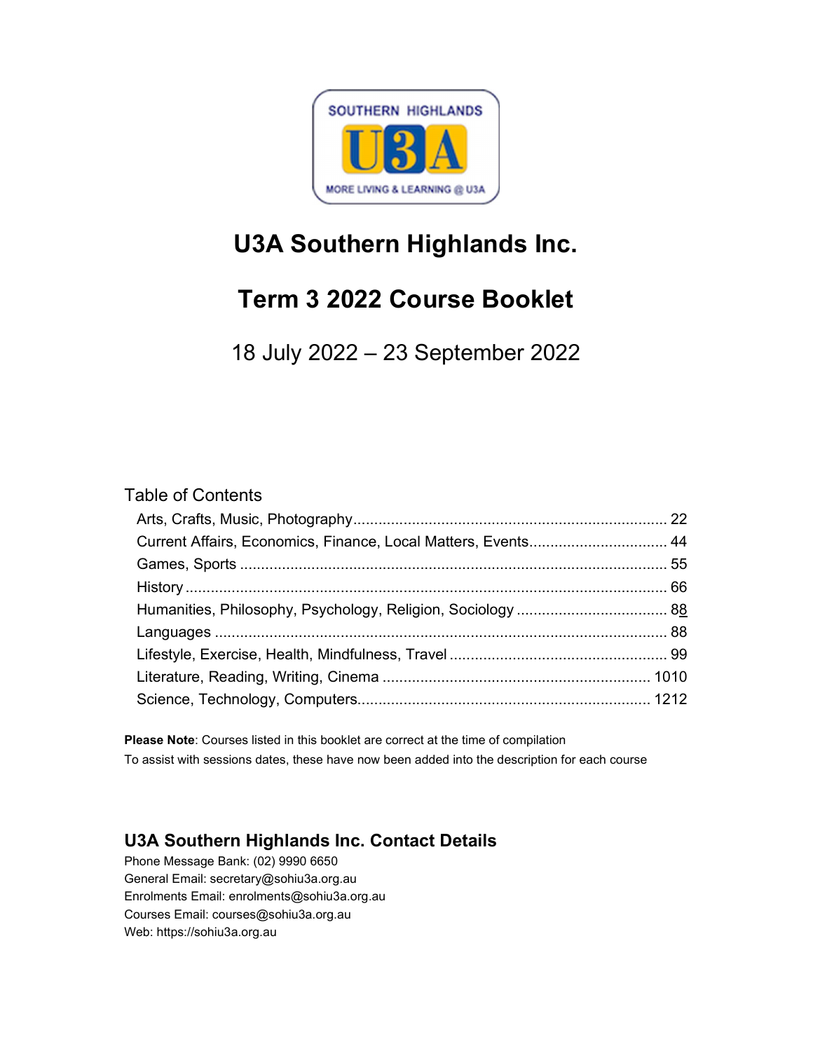# U3A Southern Highlands Inc.

# Term 3 2022 Course Booklet

18 July 2022 – 23 September 2022

## Table of Contents

- Arts, Crafts, Music, Photography .......... 22
- Current Affairs, Economics, Finance, Local Matters, Events .......... 44
- Games, Sports .......... 55
- History .......... 66
- Humanities, Philosophy, Psychology, Religion, Sociology .......... 88
- Languages .......... 88
- Lifestyle, Exercise, Health, Mindfulness, Travel .......... 99
- Literature, Reading, Writing, Cinema .......... 1010
- Science, Technology, Computers .......... 1212

**Please Note**: Courses listed in this booklet are correct at the time of compilation

To assist with sessions dates, these have now been added into the description for each course

## U3A Southern Highlands Inc. Contact Details

Phone Message Bank: (02) 9990 6650
General Email: secretary@sohiu3a.org.au
Enrolments Email: enrolments@sohiu3a.org.au
Courses Email: courses@sohiu3a.org.au
Web: https://sohiu3a.org.au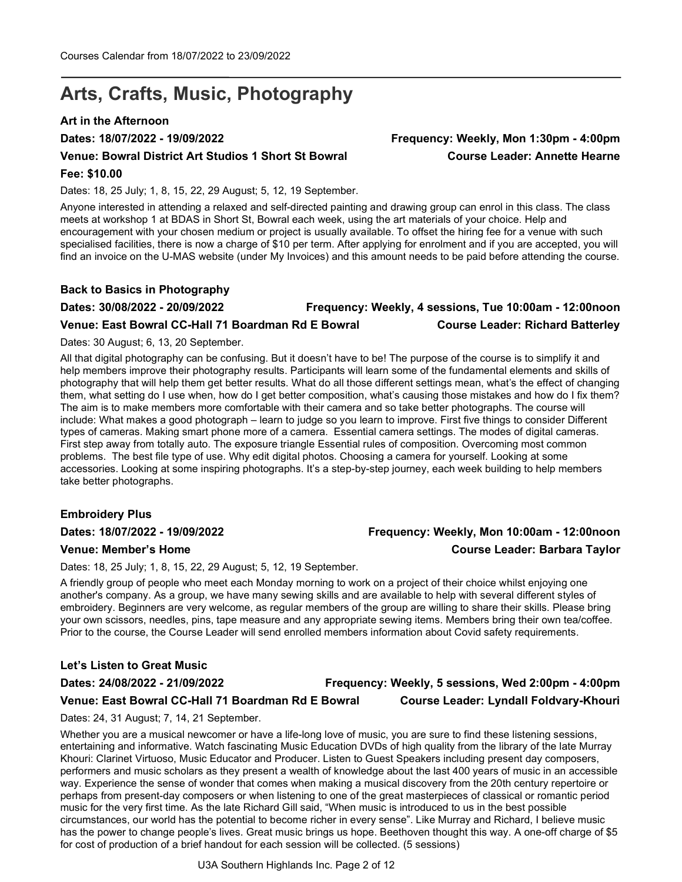# Arts, Crafts, Music, Photography

### Art in the Afternoon

**Dates: 18/07/2022 - 19/09/2022** **Frequency: Weekly, Mon 1:30pm - 4:00pm**

**Venue: Bowral District Art Studios 1 Short St Bowral** **Course Leader: Annette Hearne**

**Fee: $10.00**

Dates: 18, 25 July; 1, 8, 15, 22, 29 August; 5, 12, 19 September.

Anyone interested in attending a relaxed and self-directed painting and drawing group can enrol in this class. The class meets at workshop 1 at BDAS in Short St, Bowral each week, using the art materials of your choice. Help and encouragement with your chosen medium or project is usually available. To offset the hiring fee for a venue with such specialised facilities, there is now a charge of $10 per term. After applying for enrolment and if you are accepted, you will find an invoice on the U-MAS website (under My Invoices) and this amount needs to be paid before attending the course.

### Back to Basics in Photography

**Dates: 30/08/2022 - 20/09/2022** **Frequency: Weekly, 4 sessions, Tue 10:00am - 12:00noon**

**Venue: East Bowral CC-Hall 71 Boardman Rd E Bowral** **Course Leader: Richard Batterley**

Dates: 30 August; 6, 13, 20 September.

All that digital photography can be confusing. But it doesn't have to be! The purpose of the course is to simplify it and help members improve their photography results. Participants will learn some of the fundamental elements and skills of photography that will help them get better results. What do all those different settings mean, what's the effect of changing them, what setting do I use when, how do I get better composition, what's causing those mistakes and how do I fix them? The aim is to make members more comfortable with their camera and so take better photographs. The course will include: What makes a good photograph – learn to judge so you learn to improve. First five things to consider Different types of cameras. Making smart phone more of a camera. Essential camera settings. The modes of digital cameras. First step away from totally auto. The exposure triangle Essential rules of composition. Overcoming most common problems. The best file type of use. Why edit digital photos. Choosing a camera for yourself. Looking at some accessories. Looking at some inspiring photographs. It's a step-by-step journey, each week building to help members take better photographs.

### Embroidery Plus

**Dates: 18/07/2022 - 19/09/2022** **Frequency: Weekly, Mon 10:00am - 12:00noon**

**Venue: Member's Home** **Course Leader: Barbara Taylor**

Dates: 18, 25 July; 1, 8, 15, 22, 29 August; 5, 12, 19 September.

A friendly group of people who meet each Monday morning to work on a project of their choice whilst enjoying one another's company. As a group, we have many sewing skills and are available to help with several different styles of embroidery. Beginners are very welcome, as regular members of the group are willing to share their skills. Please bring your own scissors, needles, pins, tape measure and any appropriate sewing items. Members bring their own tea/coffee. Prior to the course, the Course Leader will send enrolled members information about Covid safety requirements.

### Let's Listen to Great Music

**Dates: 24/08/2022 - 21/09/2022** **Frequency: Weekly, 5 sessions, Wed 2:00pm - 4:00pm**

**Venue: East Bowral CC-Hall 71 Boardman Rd E Bowral** **Course Leader: Lyndall Foldvary-Khouri**

Dates: 24, 31 August; 7, 14, 21 September.

Whether you are a musical newcomer or have a life-long love of music, you are sure to find these listening sessions, entertaining and informative. Watch fascinating Music Education DVDs of high quality from the library of the late Murray Khouri: Clarinet Virtuoso, Music Educator and Producer. Listen to Guest Speakers including present day composers, performers and music scholars as they present a wealth of knowledge about the last 400 years of music in an accessible way. Experience the sense of wonder that comes when making a musical discovery from the 20th century repertoire or perhaps from present-day composers or when listening to one of the great masterpieces of classical or romantic period music for the very first time. As the late Richard Gill said, "When music is introduced to us in the best possible circumstances, our world has the potential to become richer in every sense". Like Murray and Richard, I believe music has the power to change people's lives. Great music brings us hope. Beethoven thought this way. A one-off charge of $5 for cost of production of a brief handout for each session will be collected. (5 sessions)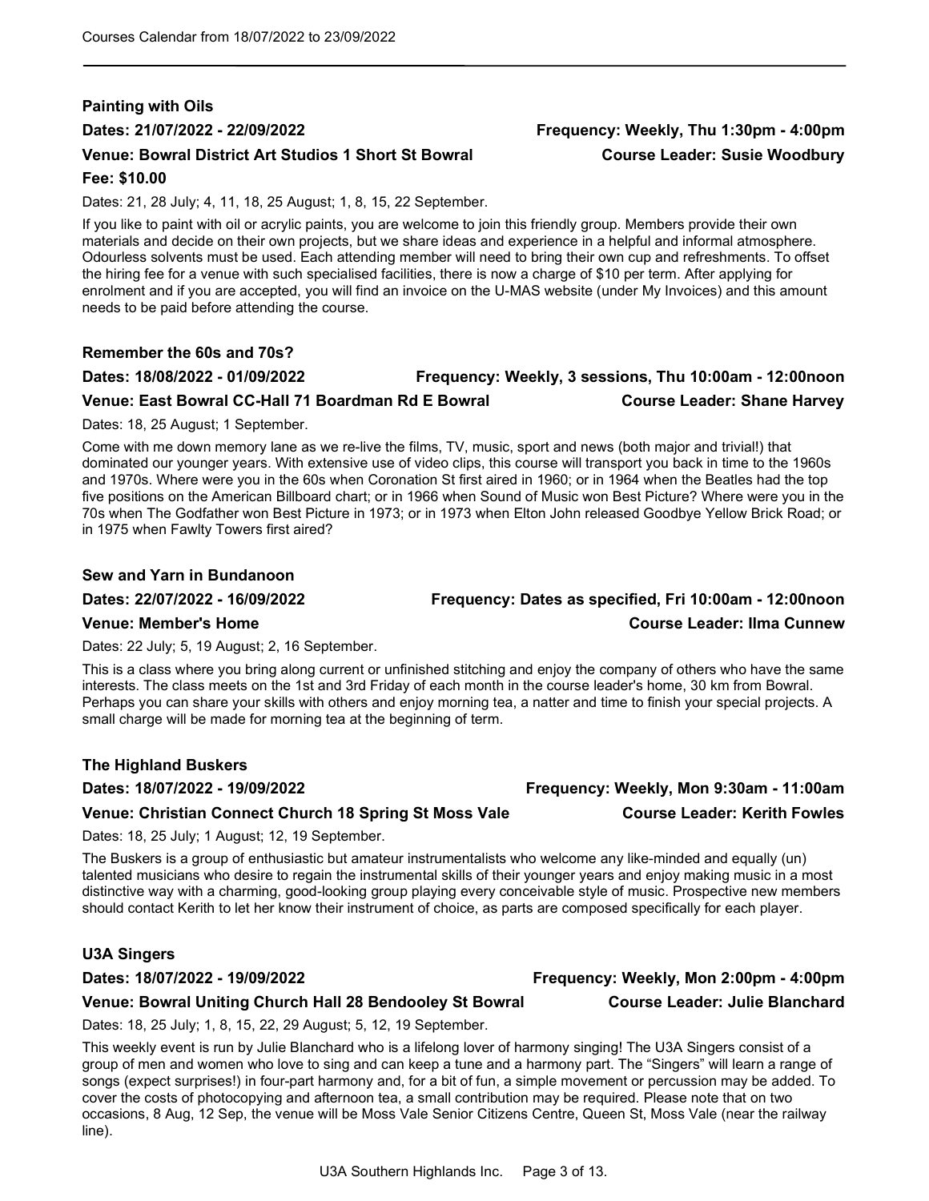### Painting with Oils

**Dates: 21/07/2022 - 22/09/2022** **Frequency: Weekly, Thu 1:30pm - 4:00pm**

**Venue: Bowral District Art Studios 1 Short St Bowral** **Course Leader: Susie Woodbury**

**Fee: $10.00**

Dates: 21, 28 July; 4, 11, 18, 25 August; 1, 8, 15, 22 September.

If you like to paint with oil or acrylic paints, you are welcome to join this friendly group. Members provide their own materials and decide on their own projects, but we share ideas and experience in a helpful and informal atmosphere. Odourless solvents must be used. Each attending member will need to bring their own cup and refreshments. To offset the hiring fee for a venue with such specialised facilities, there is now a charge of $10 per term. After applying for enrolment and if you are accepted, you will find an invoice on the U-MAS website (under My Invoices) and this amount needs to be paid before attending the course.

### Remember the 60s and 70s?

**Dates: 18/08/2022 - 01/09/2022** **Frequency: Weekly, 3 sessions, Thu 10:00am - 12:00noon**

**Venue: East Bowral CC-Hall 71 Boardman Rd E Bowral** **Course Leader: Shane Harvey**

Dates: 18, 25 August; 1 September.

Come with me down memory lane as we re-live the films, TV, music, sport and news (both major and trivial!) that dominated our younger years. With extensive use of video clips, this course will transport you back in time to the 1960s and 1970s. Where were you in the 60s when Coronation St first aired in 1960; or in 1964 when the Beatles had the top five positions on the American Billboard chart; or in 1966 when Sound of Music won Best Picture? Where were you in the 70s when The Godfather won Best Picture in 1973; or in 1973 when Elton John released Goodbye Yellow Brick Road; or in 1975 when Fawlty Towers first aired?

### Sew and Yarn in Bundanoon

**Dates: 22/07/2022 - 16/09/2022** **Frequency: Dates as specified, Fri 10:00am - 12:00noon**

**Venue: Member's Home** **Course Leader: Ilma Cunnew**

Dates: 22 July; 5, 19 August; 2, 16 September.

This is a class where you bring along current or unfinished stitching and enjoy the company of others who have the same interests. The class meets on the 1st and 3rd Friday of each month in the course leader's home, 30 km from Bowral. Perhaps you can share your skills with others and enjoy morning tea, a natter and time to finish your special projects. A small charge will be made for morning tea at the beginning of term.

### The Highland Buskers

**Dates: 18/07/2022 - 19/09/2022** **Frequency: Weekly, Mon 9:30am - 11:00am**

**Venue: Christian Connect Church 18 Spring St Moss Vale** **Course Leader: Kerith Fowles**

Dates: 18, 25 July; 1 August; 12, 19 September.

The Buskers is a group of enthusiastic but amateur instrumentalists who welcome any like-minded and equally (un) talented musicians who desire to regain the instrumental skills of their younger years and enjoy making music in a most distinctive way with a charming, good-looking group playing every conceivable style of music. Prospective new members should contact Kerith to let her know their instrument of choice, as parts are composed specifically for each player.

### U3A Singers

**Dates: 18/07/2022 - 19/09/2022** **Frequency: Weekly, Mon 2:00pm - 4:00pm**

**Venue: Bowral Uniting Church Hall 28 Bendooley St Bowral** **Course Leader: Julie Blanchard**

Dates: 18, 25 July; 1, 8, 15, 22, 29 August; 5, 12, 19 September.

This weekly event is run by Julie Blanchard who is a lifelong lover of harmony singing! The U3A Singers consist of a group of men and women who love to sing and can keep a tune and a harmony part. The "Singers" will learn a range of songs (expect surprises!) in four-part harmony and, for a bit of fun, a simple movement or percussion may be added. To cover the costs of photocopying and afternoon tea, a small contribution may be required. Please note that on two occasions, 8 Aug, 12 Sep, the venue will be Moss Vale Senior Citizens Centre, Queen St, Moss Vale (near the railway line).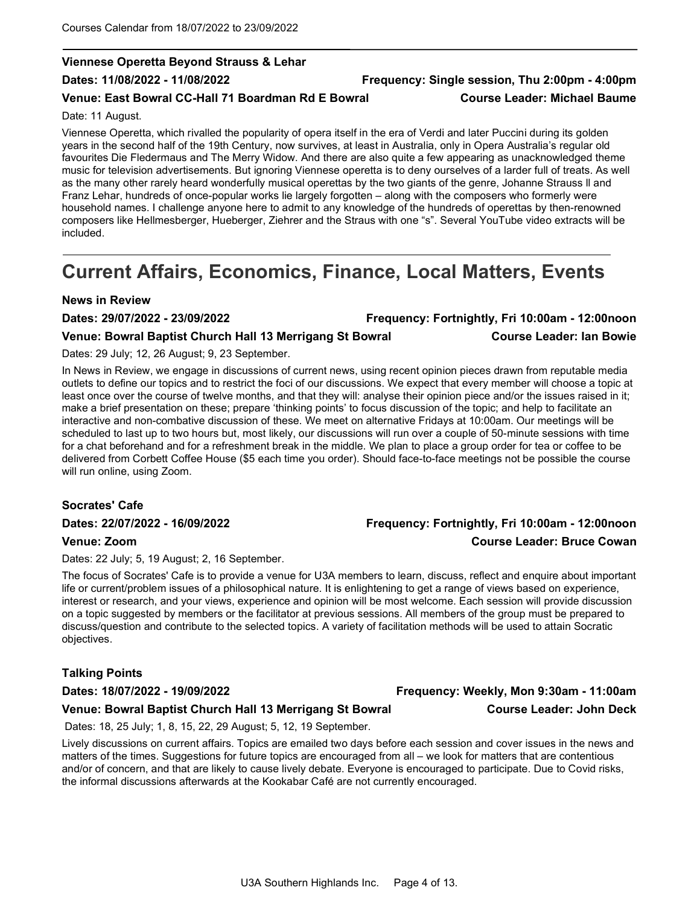### Viennese Operetta Beyond Strauss & Lehar

**Dates: 11/08/2022 - 11/08/2022** **Frequency: Single session, Thu 2:00pm - 4:00pm**

**Venue: East Bowral CC-Hall 71 Boardman Rd E Bowral** **Course Leader: Michael Baume**

Date: 11 August.

Viennese Operetta, which rivalled the popularity of opera itself in the era of Verdi and later Puccini during its golden years in the second half of the 19th Century, now survives, at least in Australia, only in Opera Australia's regular old favourites Die Fledermaus and The Merry Widow. And there are also quite a few appearing as unacknowledged theme music for television advertisements. But ignoring Viennese operetta is to deny ourselves of a larder full of treats. As well as the many other rarely heard wonderfully musical operettas by the two giants of the genre, Johanne Strauss ll and Franz Lehar, hundreds of once-popular works lie largely forgotten – along with the composers who formerly were household names. I challenge anyone here to admit to any knowledge of the hundreds of operettas by then-renowned composers like Hellmesberger, Hueberger, Ziehrer and the Straus with one "s". Several YouTube video extracts will be included.

# Current Affairs, Economics, Finance, Local Matters, Events

### News in Review

**Dates: 29/07/2022 - 23/09/2022** **Frequency: Fortnightly, Fri 10:00am - 12:00noon**

**Venue: Bowral Baptist Church Hall 13 Merrigang St Bowral** **Course Leader: Ian Bowie**

Dates: 29 July; 12, 26 August; 9, 23 September.

In News in Review, we engage in discussions of current news, using recent opinion pieces drawn from reputable media outlets to define our topics and to restrict the foci of our discussions. We expect that every member will choose a topic at least once over the course of twelve months, and that they will: analyse their opinion piece and/or the issues raised in it; make a brief presentation on these; prepare 'thinking points' to focus discussion of the topic; and help to facilitate an interactive and non-combative discussion of these. We meet on alternative Fridays at 10:00am. Our meetings will be scheduled to last up to two hours but, most likely, our discussions will run over a couple of 50-minute sessions with time for a chat beforehand and for a refreshment break in the middle. We plan to place a group order for tea or coffee to be delivered from Corbett Coffee House ($5 each time you order). Should face-to-face meetings not be possible the course will run online, using Zoom.

### Socrates' Cafe

**Dates: 22/07/2022 - 16/09/2022** **Frequency: Fortnightly, Fri 10:00am - 12:00noon**

**Venue: Zoom** **Course Leader: Bruce Cowan**

Dates: 22 July; 5, 19 August; 2, 16 September.

The focus of Socrates' Cafe is to provide a venue for U3A members to learn, discuss, reflect and enquire about important life or current/problem issues of a philosophical nature. It is enlightening to get a range of views based on experience, interest or research, and your views, experience and opinion will be most welcome. Each session will provide discussion on a topic suggested by members or the facilitator at previous sessions. All members of the group must be prepared to discuss/question and contribute to the selected topics. A variety of facilitation methods will be used to attain Socratic objectives.

### Talking Points

**Dates: 18/07/2022 - 19/09/2022** **Frequency: Weekly, Mon 9:30am - 11:00am**

**Venue: Bowral Baptist Church Hall 13 Merrigang St Bowral** **Course Leader: John Deck**

Dates: 18, 25 July; 1, 8, 15, 22, 29 August; 5, 12, 19 September.

Lively discussions on current affairs. Topics are emailed two days before each session and cover issues in the news and matters of the times. Suggestions for future topics are encouraged from all – we look for matters that are contentious and/or of concern, and that are likely to cause lively debate. Everyone is encouraged to participate. Due to Covid risks, the informal discussions afterwards at the Kookabar Café are not currently encouraged.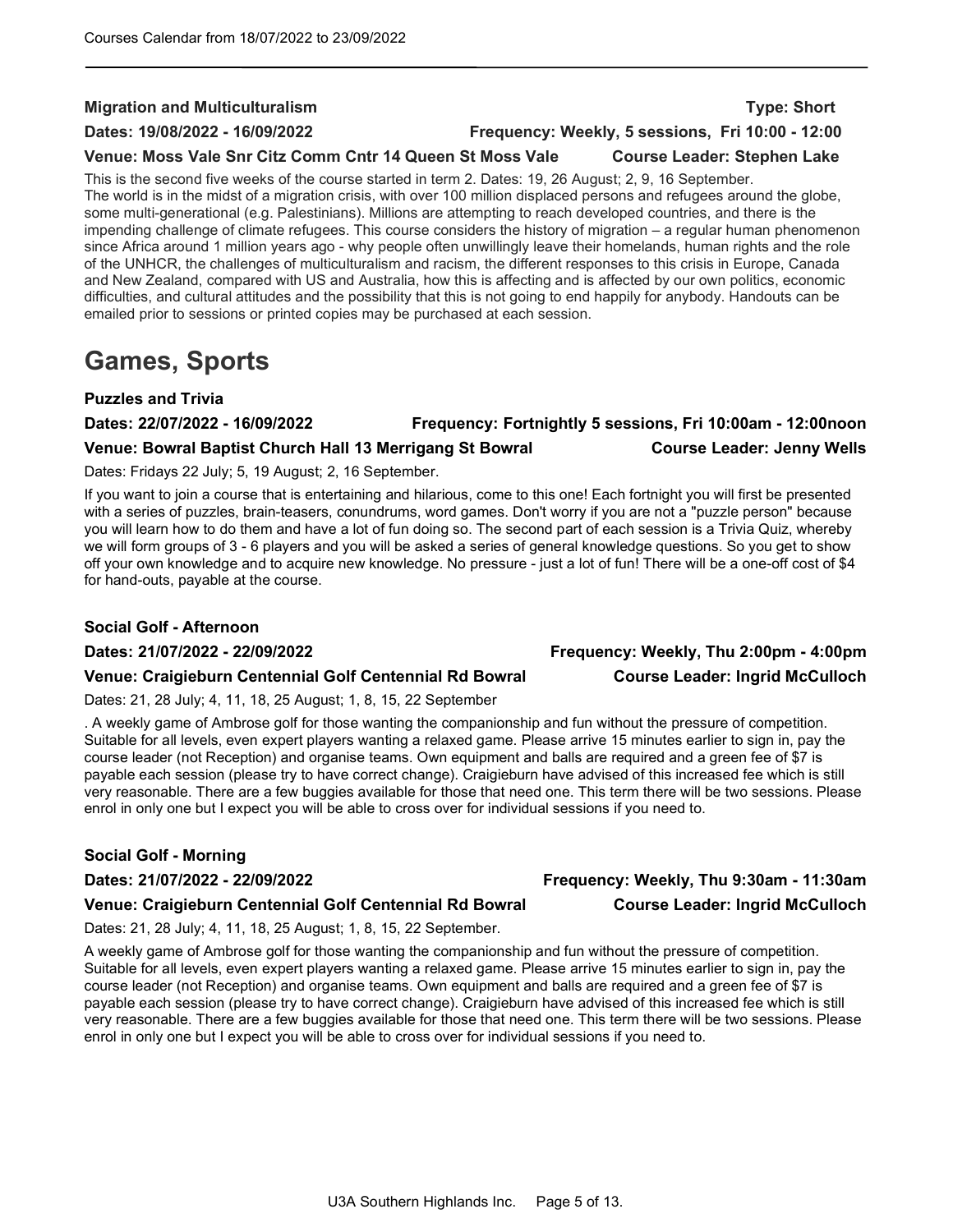**Migration and Multiculturalism** **Type: Short**

**Dates: 19/08/2022 - 16/09/2022** **Frequency: Weekly, 5 sessions, Fri 10:00 - 12:00**

**Venue: Moss Vale Snr Citz Comm Cntr 14 Queen St Moss Vale** **Course Leader: Stephen Lake**

This is the second five weeks of the course started in term 2. Dates: 19, 26 August; 2, 9, 16 September.
The world is in the midst of a migration crisis, with over 100 million displaced persons and refugees around the globe, some multi-generational (e.g. Palestinians). Millions are attempting to reach developed countries, and there is the impending challenge of climate refugees. This course considers the history of migration – a regular human phenomenon since Africa around 1 million years ago - why people often unwillingly leave their homelands, human rights and the role of the UNHCR, the challenges of multiculturalism and racism, the different responses to this crisis in Europe, Canada and New Zealand, compared with US and Australia, how this is affecting and is affected by our own politics, economic difficulties, and cultural attitudes and the possibility that this is not going to end happily for anybody. Handouts can be emailed prior to sessions or printed copies may be purchased at each session.

# Games, Sports

**Puzzles and Trivia**

**Dates: 22/07/2022 - 16/09/2022** **Frequency: Fortnightly 5 sessions, Fri 10:00am - 12:00noon**

**Venue: Bowral Baptist Church Hall 13 Merrigang St Bowral** **Course Leader: Jenny Wells**

Dates: Fridays 22 July; 5, 19 August; 2, 16 September.

If you want to join a course that is entertaining and hilarious, come to this one! Each fortnight you will first be presented with a series of puzzles, brain-teasers, conundrums, word games. Don't worry if you are not a "puzzle person" because you will learn how to do them and have a lot of fun doing so. The second part of each session is a Trivia Quiz, whereby we will form groups of 3 - 6 players and you will be asked a series of general knowledge questions. So you get to show off your own knowledge and to acquire new knowledge. No pressure - just a lot of fun! There will be a one-off cost of $4 for hand-outs, payable at the course.

**Social Golf - Afternoon**

**Dates: 21/07/2022 - 22/09/2022** **Frequency: Weekly, Thu 2:00pm - 4:00pm**

**Venue: Craigieburn Centennial Golf Centennial Rd Bowral** **Course Leader: Ingrid McCulloch**

Dates: 21, 28 July; 4, 11, 18, 25 August; 1, 8, 15, 22 September

. A weekly game of Ambrose golf for those wanting the companionship and fun without the pressure of competition. Suitable for all levels, even expert players wanting a relaxed game. Please arrive 15 minutes earlier to sign in, pay the course leader (not Reception) and organise teams. Own equipment and balls are required and a green fee of $7 is payable each session (please try to have correct change). Craigieburn have advised of this increased fee which is still very reasonable. There are a few buggies available for those that need one. This term there will be two sessions. Please enrol in only one but I expect you will be able to cross over for individual sessions if you need to.

**Social Golf - Morning**

**Dates: 21/07/2022 - 22/09/2022** **Frequency: Weekly, Thu 9:30am - 11:30am**

**Venue: Craigieburn Centennial Golf Centennial Rd Bowral** **Course Leader: Ingrid McCulloch**

Dates: 21, 28 July; 4, 11, 18, 25 August; 1, 8, 15, 22 September.

A weekly game of Ambrose golf for those wanting the companionship and fun without the pressure of competition. Suitable for all levels, even expert players wanting a relaxed game. Please arrive 15 minutes earlier to sign in, pay the course leader (not Reception) and organise teams. Own equipment and balls are required and a green fee of $7 is payable each session (please try to have correct change). Craigieburn have advised of this increased fee which is still very reasonable. There are a few buggies available for those that need one. This term there will be two sessions. Please enrol in only one but I expect you will be able to cross over for individual sessions if you need to.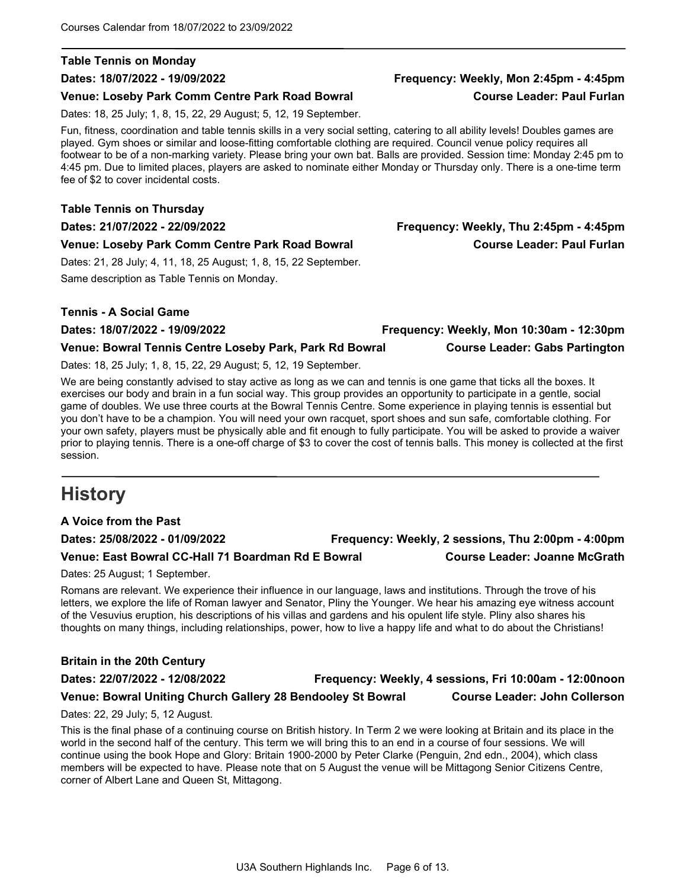### Table Tennis on Monday

**Dates: 18/07/2022 - 19/09/2022** **Frequency: Weekly, Mon 2:45pm - 4:45pm**

**Venue: Loseby Park Comm Centre Park Road Bowral** **Course Leader: Paul Furlan**

Dates: 18, 25 July; 1, 8, 15, 22, 29 August; 5, 12, 19 September.

Fun, fitness, coordination and table tennis skills in a very social setting, catering to all ability levels! Doubles games are played. Gym shoes or similar and loose-fitting comfortable clothing are required. Council venue policy requires all footwear to be of a non-marking variety. Please bring your own bat. Balls are provided. Session time: Monday 2:45 pm to 4:45 pm. Due to limited places, players are asked to nominate either Monday or Thursday only. There is a one-time term fee of $2 to cover incidental costs.

### Table Tennis on Thursday

**Dates: 21/07/2022 - 22/09/2022** **Frequency: Weekly, Thu 2:45pm - 4:45pm**

**Venue: Loseby Park Comm Centre Park Road Bowral** **Course Leader: Paul Furlan**

Dates: 21, 28 July; 4, 11, 18, 25 August; 1, 8, 15, 22 September.

Same description as Table Tennis on Monday.

### Tennis - A Social Game

**Dates: 18/07/2022 - 19/09/2022** **Frequency: Weekly, Mon 10:30am - 12:30pm**

**Venue: Bowral Tennis Centre Loseby Park, Park Rd Bowral** **Course Leader: Gabs Partington**

Dates: 18, 25 July; 1, 8, 15, 22, 29 August; 5, 12, 19 September.

We are being constantly advised to stay active as long as we can and tennis is one game that ticks all the boxes. It exercises our body and brain in a fun social way. This group provides an opportunity to participate in a gentle, social game of doubles. We use three courts at the Bowral Tennis Centre. Some experience in playing tennis is essential but you don't have to be a champion. You will need your own racquet, sport shoes and sun safe, comfortable clothing. For your own safety, players must be physically able and fit enough to fully participate. You will be asked to provide a waiver prior to playing tennis. There is a one-off charge of $3 to cover the cost of tennis balls. This money is collected at the first session.

## History

### A Voice from the Past

**Dates: 25/08/2022 - 01/09/2022** **Frequency: Weekly, 2 sessions, Thu 2:00pm - 4:00pm**

**Venue: East Bowral CC-Hall 71 Boardman Rd E Bowral** **Course Leader: Joanne McGrath**

Dates: 25 August; 1 September.

Romans are relevant. We experience their influence in our language, laws and institutions. Through the trove of his letters, we explore the life of Roman lawyer and Senator, Pliny the Younger. We hear his amazing eye witness account of the Vesuvius eruption, his descriptions of his villas and gardens and his opulent life style. Pliny also shares his thoughts on many things, including relationships, power, how to live a happy life and what to do about the Christians!

### Britain in the 20th Century

**Dates: 22/07/2022 - 12/08/2022** **Frequency: Weekly, 4 sessions, Fri 10:00am - 12:00noon**

**Venue: Bowral Uniting Church Gallery 28 Bendooley St Bowral** **Course Leader: John Collerson**

Dates: 22, 29 July; 5, 12 August.

This is the final phase of a continuing course on British history. In Term 2 we were looking at Britain and its place in the world in the second half of the century. This term we will bring this to an end in a course of four sessions. We will continue using the book Hope and Glory: Britain 1900-2000 by Peter Clarke (Penguin, 2nd edn., 2004), which class members will be expected to have. Please note that on 5 August the venue will be Mittagong Senior Citizens Centre, corner of Albert Lane and Queen St, Mittagong.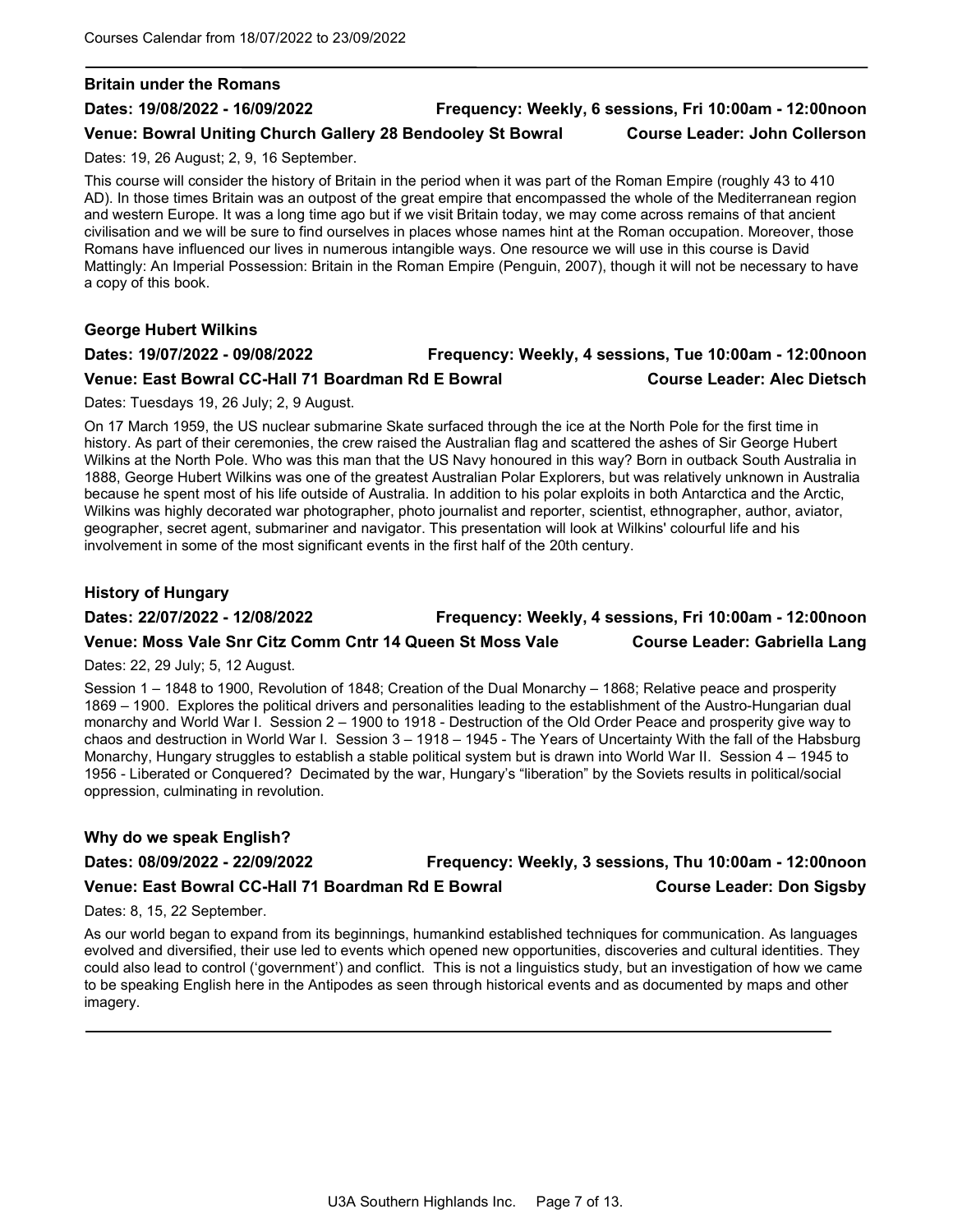### Britain under the Romans

**Dates: 19/08/2022 - 16/09/2022** **Frequency: Weekly, 6 sessions, Fri 10:00am - 12:00noon**

**Venue: Bowral Uniting Church Gallery 28 Bendooley St Bowral** **Course Leader: John Collerson**

Dates: 19, 26 August; 2, 9, 16 September.

This course will consider the history of Britain in the period when it was part of the Roman Empire (roughly 43 to 410 AD). In those times Britain was an outpost of the great empire that encompassed the whole of the Mediterranean region and western Europe. It was a long time ago but if we visit Britain today, we may come across remains of that ancient civilisation and we will be sure to find ourselves in places whose names hint at the Roman occupation. Moreover, those Romans have influenced our lives in numerous intangible ways. One resource we will use in this course is David Mattingly: An Imperial Possession: Britain in the Roman Empire (Penguin, 2007), though it will not be necessary to have a copy of this book.

### George Hubert Wilkins

**Dates: 19/07/2022 - 09/08/2022** **Frequency: Weekly, 4 sessions, Tue 10:00am - 12:00noon**

**Venue: East Bowral CC-Hall 71 Boardman Rd E Bowral** **Course Leader: Alec Dietsch**

Dates: Tuesdays 19, 26 July; 2, 9 August.

On 17 March 1959, the US nuclear submarine Skate surfaced through the ice at the North Pole for the first time in history. As part of their ceremonies, the crew raised the Australian flag and scattered the ashes of Sir George Hubert Wilkins at the North Pole. Who was this man that the US Navy honoured in this way? Born in outback South Australia in 1888, George Hubert Wilkins was one of the greatest Australian Polar Explorers, but was relatively unknown in Australia because he spent most of his life outside of Australia. In addition to his polar exploits in both Antarctica and the Arctic, Wilkins was highly decorated war photographer, photo journalist and reporter, scientist, ethnographer, author, aviator, geographer, secret agent, submariner and navigator. This presentation will look at Wilkins' colourful life and his involvement in some of the most significant events in the first half of the 20th century.

### History of Hungary

**Dates: 22/07/2022 - 12/08/2022** **Frequency: Weekly, 4 sessions, Fri 10:00am - 12:00noon**

**Venue: Moss Vale Snr Citz Comm Cntr 14 Queen St Moss Vale** **Course Leader: Gabriella Lang**

Dates: 22, 29 July; 5, 12 August.

Session 1 – 1848 to 1900, Revolution of 1848; Creation of the Dual Monarchy – 1868; Relative peace and prosperity 1869 – 1900. Explores the political drivers and personalities leading to the establishment of the Austro-Hungarian dual monarchy and World War I. Session 2 – 1900 to 1918 - Destruction of the Old Order Peace and prosperity give way to chaos and destruction in World War I. Session 3 – 1918 – 1945 - The Years of Uncertainty With the fall of the Habsburg Monarchy, Hungary struggles to establish a stable political system but is drawn into World War II. Session 4 – 1945 to 1956 - Liberated or Conquered? Decimated by the war, Hungary's "liberation" by the Soviets results in political/social oppression, culminating in revolution.

### Why do we speak English?

**Dates: 08/09/2022 - 22/09/2022** **Frequency: Weekly, 3 sessions, Thu 10:00am - 12:00noon**

**Venue: East Bowral CC-Hall 71 Boardman Rd E Bowral** **Course Leader: Don Sigsby**

Dates: 8, 15, 22 September.

As our world began to expand from its beginnings, humankind established techniques for communication. As languages evolved and diversified, their use led to events which opened new opportunities, discoveries and cultural identities. They could also lead to control ('government') and conflict. This is not a linguistics study, but an investigation of how we came to be speaking English here in the Antipodes as seen through historical events and as documented by maps and other imagery.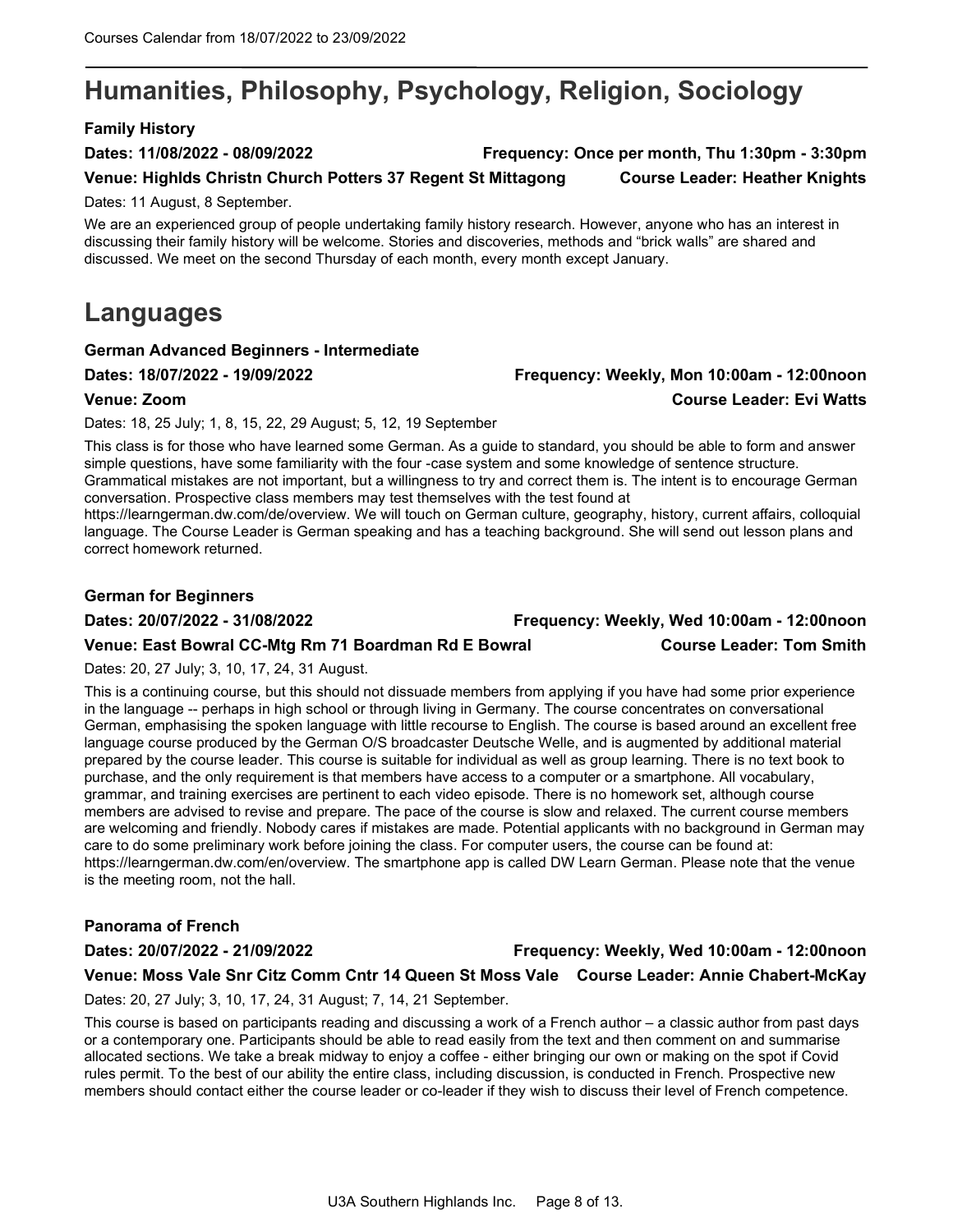# Humanities, Philosophy, Psychology, Religion, Sociology

**Family History**

**Dates: 11/08/2022 - 08/09/2022** **Frequency: Once per month, Thu 1:30pm - 3:30pm**

**Venue: Highlds Christn Church Potters 37 Regent St Mittagong** **Course Leader: Heather Knights**

Dates: 11 August, 8 September.

We are an experienced group of people undertaking family history research. However, anyone who has an interest in discussing their family history will be welcome. Stories and discoveries, methods and "brick walls" are shared and discussed. We meet on the second Thursday of each month, every month except January.

# Languages

**German Advanced Beginners - Intermediate**

**Dates: 18/07/2022 - 19/09/2022** **Frequency: Weekly, Mon 10:00am - 12:00noon**

**Venue: Zoom** **Course Leader: Evi Watts**

Dates: 18, 25 July; 1, 8, 15, 22, 29 August; 5, 12, 19 September

This class is for those who have learned some German. As a guide to standard, you should be able to form and answer simple questions, have some familiarity with the four -case system and some knowledge of sentence structure. Grammatical mistakes are not important, but a willingness to try and correct them is. The intent is to encourage German conversation. Prospective class members may test themselves with the test found at https://learngerman.dw.com/de/overview. We will touch on German culture, geography, history, current affairs, colloquial language. The Course Leader is German speaking and has a teaching background. She will send out lesson plans and correct homework returned.

**German for Beginners**

**Dates: 20/07/2022 - 31/08/2022** **Frequency: Weekly, Wed 10:00am - 12:00noon**

**Venue: East Bowral CC-Mtg Rm 71 Boardman Rd E Bowral** **Course Leader: Tom Smith**

Dates: 20, 27 July; 3, 10, 17, 24, 31 August.

This is a continuing course, but this should not dissuade members from applying if you have had some prior experience in the language -- perhaps in high school or through living in Germany. The course concentrates on conversational German, emphasising the spoken language with little recourse to English. The course is based around an excellent free language course produced by the German O/S broadcaster Deutsche Welle, and is augmented by additional material prepared by the course leader. This course is suitable for individual as well as group learning. There is no text book to purchase, and the only requirement is that members have access to a computer or a smartphone. All vocabulary, grammar, and training exercises are pertinent to each video episode. There is no homework set, although course members are advised to revise and prepare. The pace of the course is slow and relaxed. The current course members are welcoming and friendly. Nobody cares if mistakes are made. Potential applicants with no background in German may care to do some preliminary work before joining the class. For computer users, the course can be found at: https://learngerman.dw.com/en/overview. The smartphone app is called DW Learn German. Please note that the venue is the meeting room, not the hall.

**Panorama of French**

**Dates: 20/07/2022 - 21/09/2022** **Frequency: Weekly, Wed 10:00am - 12:00noon**

**Venue: Moss Vale Snr Citz Comm Cntr 14 Queen St Moss Vale** **Course Leader: Annie Chabert-McKay**

Dates: 20, 27 July; 3, 10, 17, 24, 31 August; 7, 14, 21 September.

This course is based on participants reading and discussing a work of a French author – a classic author from past days or a contemporary one. Participants should be able to read easily from the text and then comment on and summarise allocated sections. We take a break midway to enjoy a coffee - either bringing our own or making on the spot if Covid rules permit. To the best of our ability the entire class, including discussion, is conducted in French. Prospective new members should contact either the course leader or co-leader if they wish to discuss their level of French competence.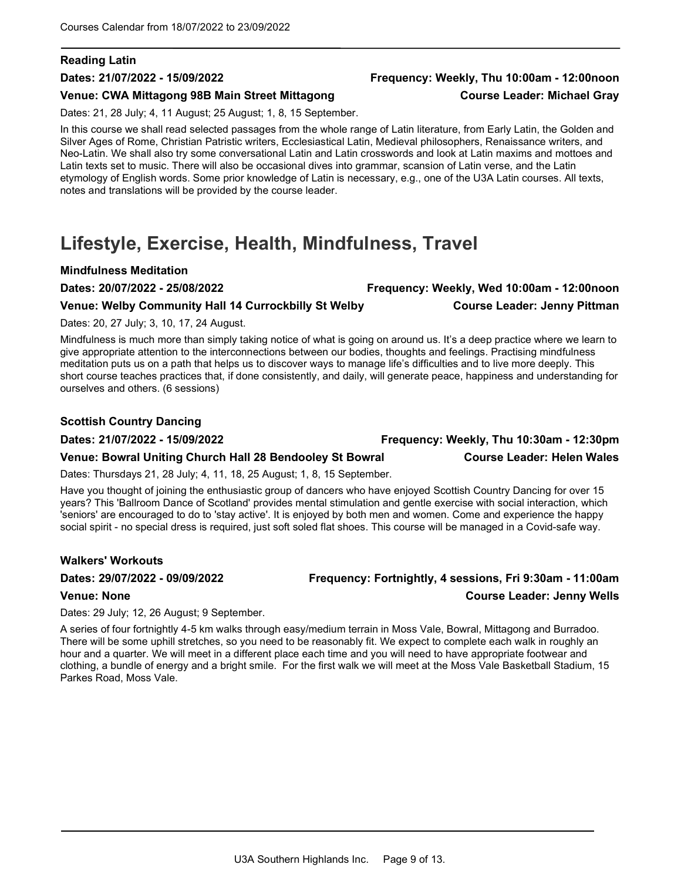### Reading Latin

**Dates: 21/07/2022 - 15/09/2022** **Frequency: Weekly, Thu 10:00am - 12:00noon**

**Venue: CWA Mittagong 98B Main Street Mittagong** **Course Leader: Michael Gray**

Dates: 21, 28 July; 4, 11 August; 25 August; 1, 8, 15 September.

In this course we shall read selected passages from the whole range of Latin literature, from Early Latin, the Golden and Silver Ages of Rome, Christian Patristic writers, Ecclesiastical Latin, Medieval philosophers, Renaissance writers, and Neo-Latin. We shall also try some conversational Latin and Latin crosswords and look at Latin maxims and mottoes and Latin texts set to music. There will also be occasional dives into grammar, scansion of Latin verse, and the Latin etymology of English words. Some prior knowledge of Latin is necessary, e.g., one of the U3A Latin courses. All texts, notes and translations will be provided by the course leader.

# Lifestyle, Exercise, Health, Mindfulness, Travel

### Mindfulness Meditation

**Dates: 20/07/2022 - 25/08/2022** **Frequency: Weekly, Wed 10:00am - 12:00noon**

**Venue: Welby Community Hall 14 Currockbilly St Welby** **Course Leader: Jenny Pittman**

Dates: 20, 27 July; 3, 10, 17, 24 August.

Mindfulness is much more than simply taking notice of what is going on around us. It's a deep practice where we learn to give appropriate attention to the interconnections between our bodies, thoughts and feelings. Practising mindfulness meditation puts us on a path that helps us to discover ways to manage life's difficulties and to live more deeply. This short course teaches practices that, if done consistently, and daily, will generate peace, happiness and understanding for ourselves and others. (6 sessions)

### Scottish Country Dancing

**Dates: 21/07/2022 - 15/09/2022** **Frequency: Weekly, Thu 10:30am - 12:30pm**

**Venue: Bowral Uniting Church Hall 28 Bendooley St Bowral** **Course Leader: Helen Wales**

Dates: Thursdays 21, 28 July; 4, 11, 18, 25 August; 1, 8, 15 September.

Have you thought of joining the enthusiastic group of dancers who have enjoyed Scottish Country Dancing for over 15 years? This 'Ballroom Dance of Scotland' provides mental stimulation and gentle exercise with social interaction, which 'seniors' are encouraged to do to 'stay active'. It is enjoyed by both men and women. Come and experience the happy social spirit - no special dress is required, just soft soled flat shoes. This course will be managed in a Covid-safe way.

### Walkers' Workouts

**Dates: 29/07/2022 - 09/09/2022** **Frequency: Fortnightly, 4 sessions, Fri 9:30am - 11:00am**

**Venue: None** **Course Leader: Jenny Wells**

Dates: 29 July; 12, 26 August; 9 September.

A series of four fortnightly 4-5 km walks through easy/medium terrain in Moss Vale, Bowral, Mittagong and Burradoo. There will be some uphill stretches, so you need to be reasonably fit. We expect to complete each walk in roughly an hour and a quarter. We will meet in a different place each time and you will need to have appropriate footwear and clothing, a bundle of energy and a bright smile. For the first walk we will meet at the Moss Vale Basketball Stadium, 15 Parkes Road, Moss Vale.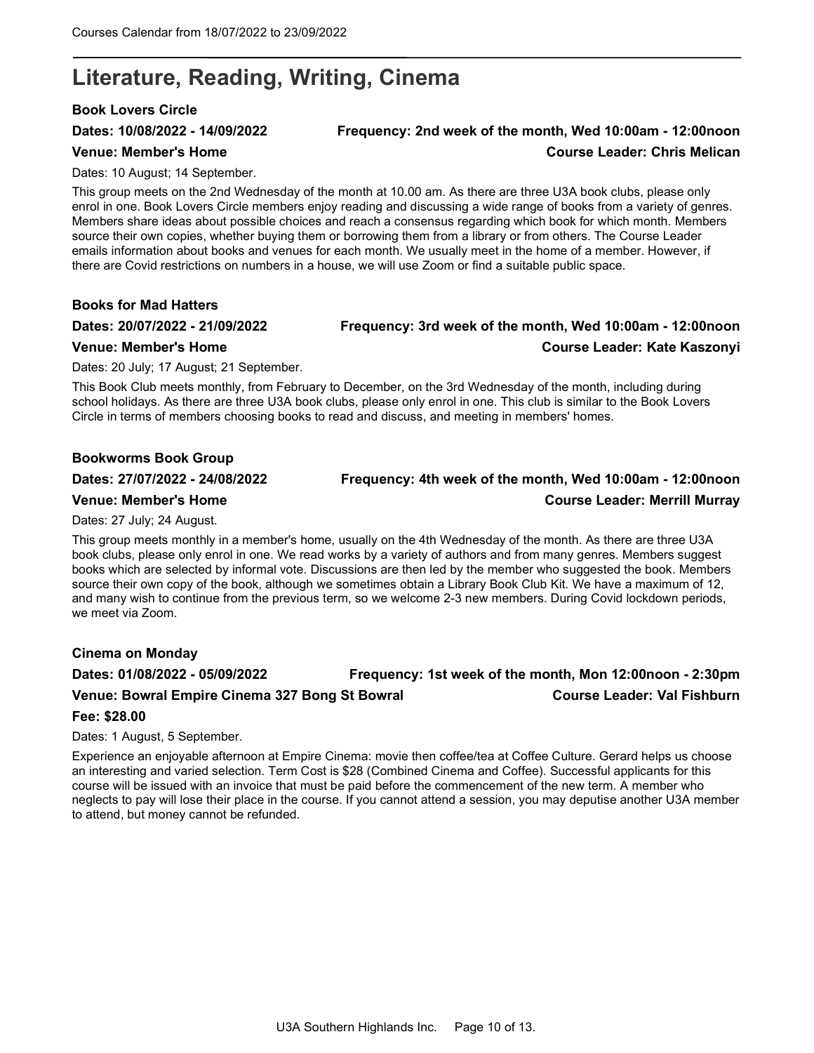# Literature, Reading, Writing, Cinema

### Book Lovers Circle

**Dates: 10/08/2022 - 14/09/2022** **Frequency: 2nd week of the month, Wed 10:00am - 12:00noon**

**Venue: Member's Home** **Course Leader: Chris Melican**

Dates: 10 August; 14 September.

This group meets on the 2nd Wednesday of the month at 10.00 am. As there are three U3A book clubs, please only enrol in one. Book Lovers Circle members enjoy reading and discussing a wide range of books from a variety of genres. Members share ideas about possible choices and reach a consensus regarding which book for which month. Members source their own copies, whether buying them or borrowing them from a library or from others. The Course Leader emails information about books and venues for each month. We usually meet in the home of a member. However, if there are Covid restrictions on numbers in a house, we will use Zoom or find a suitable public space.

### Books for Mad Hatters

**Dates: 20/07/2022 - 21/09/2022** **Frequency: 3rd week of the month, Wed 10:00am - 12:00noon**

**Venue: Member's Home** **Course Leader: Kate Kaszonyi**

Dates: 20 July; 17 August; 21 September.

This Book Club meets monthly, from February to December, on the 3rd Wednesday of the month, including during school holidays. As there are three U3A book clubs, please only enrol in one. This club is similar to the Book Lovers Circle in terms of members choosing books to read and discuss, and meeting in members' homes.

### Bookworms Book Group

**Dates: 27/07/2022 - 24/08/2022** **Frequency: 4th week of the month, Wed 10:00am - 12:00noon**

**Venue: Member's Home** **Course Leader: Merrill Murray**

Dates: 27 July; 24 August.

This group meets monthly in a member's home, usually on the 4th Wednesday of the month. As there are three U3A book clubs, please only enrol in one. We read works by a variety of authors and from many genres. Members suggest books which are selected by informal vote. Discussions are then led by the member who suggested the book. Members source their own copy of the book, although we sometimes obtain a Library Book Club Kit. We have a maximum of 12, and many wish to continue from the previous term, so we welcome 2-3 new members. During Covid lockdown periods, we meet via Zoom.

### Cinema on Monday

**Dates: 01/08/2022 - 05/09/2022** **Frequency: 1st week of the month, Mon 12:00noon - 2:30pm**

**Venue: Bowral Empire Cinema 327 Bong St Bowral** **Course Leader: Val Fishburn**

**Fee: $28.00**

Dates: 1 August, 5 September.

Experience an enjoyable afternoon at Empire Cinema: movie then coffee/tea at Coffee Culture. Gerard helps us choose an interesting and varied selection. Term Cost is $28 (Combined Cinema and Coffee). Successful applicants for this course will be issued with an invoice that must be paid before the commencement of the new term. A member who neglects to pay will lose their place in the course. If you cannot attend a session, you may deputise another U3A member to attend, but money cannot be refunded.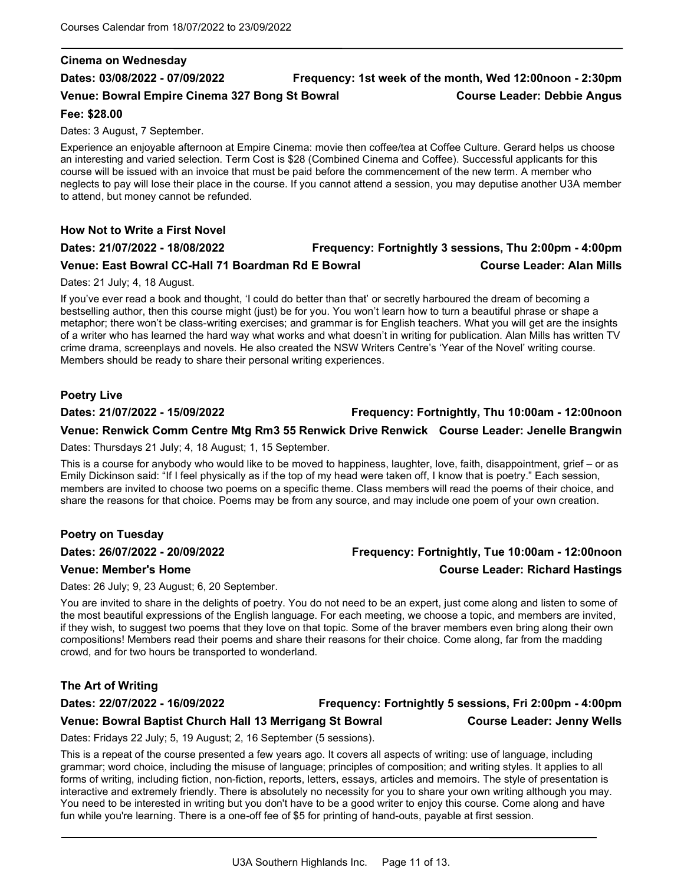### Cinema on Wednesday

**Dates: 03/08/2022 - 07/09/2022** **Frequency: 1st week of the month, Wed 12:00noon - 2:30pm**

**Venue: Bowral Empire Cinema 327 Bong St Bowral** **Course Leader: Debbie Angus**

**Fee: $28.00**

Dates: 3 August, 7 September.

Experience an enjoyable afternoon at Empire Cinema: movie then coffee/tea at Coffee Culture. Gerard helps us choose an interesting and varied selection. Term Cost is $28 (Combined Cinema and Coffee). Successful applicants for this course will be issued with an invoice that must be paid before the commencement of the new term. A member who neglects to pay will lose their place in the course. If you cannot attend a session, you may deputise another U3A member to attend, but money cannot be refunded.

### How Not to Write a First Novel

**Dates: 21/07/2022 - 18/08/2022** **Frequency: Fortnightly 3 sessions, Thu 2:00pm - 4:00pm**

**Venue: East Bowral CC-Hall 71 Boardman Rd E Bowral** **Course Leader: Alan Mills**

Dates: 21 July; 4, 18 August.

If you've ever read a book and thought, 'I could do better than that' or secretly harboured the dream of becoming a bestselling author, then this course might (just) be for you. You won't learn how to turn a beautiful phrase or shape a metaphor; there won't be class-writing exercises; and grammar is for English teachers. What you will get are the insights of a writer who has learned the hard way what works and what doesn't in writing for publication. Alan Mills has written TV crime drama, screenplays and novels. He also created the NSW Writers Centre's 'Year of the Novel' writing course. Members should be ready to share their personal writing experiences.

### Poetry Live

**Dates: 21/07/2022 - 15/09/2022** **Frequency: Fortnightly, Thu 10:00am - 12:00noon**

**Venue: Renwick Comm Centre Mtg Rm3 55 Renwick Drive Renwick** **Course Leader: Jenelle Brangwin**

Dates: Thursdays 21 July; 4, 18 August; 1, 15 September.

This is a course for anybody who would like to be moved to happiness, laughter, love, faith, disappointment, grief – or as Emily Dickinson said: "If I feel physically as if the top of my head were taken off, I know that is poetry." Each session, members are invited to choose two poems on a specific theme. Class members will read the poems of their choice, and share the reasons for that choice. Poems may be from any source, and may include one poem of your own creation.

### Poetry on Tuesday

**Dates: 26/07/2022 - 20/09/2022** **Frequency: Fortnightly, Tue 10:00am - 12:00noon**

**Venue: Member's Home** **Course Leader: Richard Hastings**

Dates: 26 July; 9, 23 August; 6, 20 September.

You are invited to share in the delights of poetry. You do not need to be an expert, just come along and listen to some of the most beautiful expressions of the English language. For each meeting, we choose a topic, and members are invited, if they wish, to suggest two poems that they love on that topic. Some of the braver members even bring along their own compositions! Members read their poems and share their reasons for their choice. Come along, far from the madding crowd, and for two hours be transported to wonderland.

### The Art of Writing

**Dates: 22/07/2022 - 16/09/2022** **Frequency: Fortnightly 5 sessions, Fri 2:00pm - 4:00pm**

**Venue: Bowral Baptist Church Hall 13 Merrigang St Bowral** **Course Leader: Jenny Wells**

Dates: Fridays 22 July; 5, 19 August; 2, 16 September (5 sessions).

This is a repeat of the course presented a few years ago. It covers all aspects of writing: use of language, including grammar; word choice, including the misuse of language; principles of composition; and writing styles. It applies to all forms of writing, including fiction, non-fiction, reports, letters, essays, articles and memoirs. The style of presentation is interactive and extremely friendly. There is absolutely no necessity for you to share your own writing although you may. You need to be interested in writing but you don't have to be a good writer to enjoy this course. Come along and have fun while you're learning. There is a one-off fee of $5 for printing of hand-outs, payable at first session.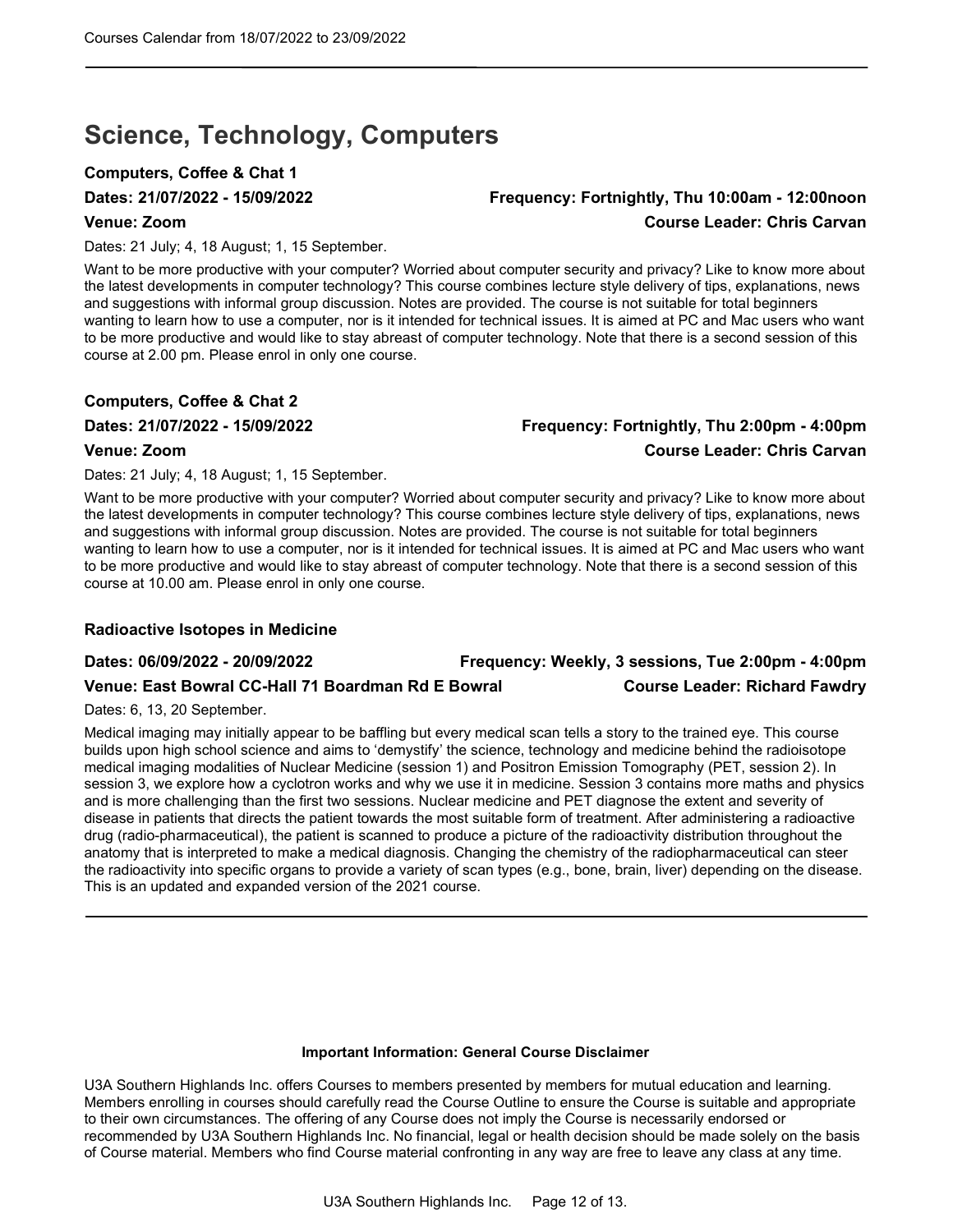# Science, Technology, Computers

### Computers, Coffee & Chat 1

**Dates: 21/07/2022 - 15/09/2022** **Frequency: Fortnightly, Thu 10:00am - 12:00noon**

**Venue: Zoom** **Course Leader: Chris Carvan**

Dates: 21 July; 4, 18 August; 1, 15 September.

Want to be more productive with your computer? Worried about computer security and privacy? Like to know more about the latest developments in computer technology? This course combines lecture style delivery of tips, explanations, news and suggestions with informal group discussion. Notes are provided. The course is not suitable for total beginners wanting to learn how to use a computer, nor is it intended for technical issues. It is aimed at PC and Mac users who want to be more productive and would like to stay abreast of computer technology. Note that there is a second session of this course at 2.00 pm. Please enrol in only one course.

### Computers, Coffee & Chat 2

**Dates: 21/07/2022 - 15/09/2022** **Frequency: Fortnightly, Thu 2:00pm - 4:00pm**

**Venue: Zoom** **Course Leader: Chris Carvan**

Dates: 21 July; 4, 18 August; 1, 15 September.

Want to be more productive with your computer? Worried about computer security and privacy? Like to know more about the latest developments in computer technology? This course combines lecture style delivery of tips, explanations, news and suggestions with informal group discussion. Notes are provided. The course is not suitable for total beginners wanting to learn how to use a computer, nor is it intended for technical issues. It is aimed at PC and Mac users who want to be more productive and would like to stay abreast of computer technology. Note that there is a second session of this course at 10.00 am. Please enrol in only one course.

### Radioactive Isotopes in Medicine

**Dates: 06/09/2022 - 20/09/2022** **Frequency: Weekly, 3 sessions, Tue 2:00pm - 4:00pm**

**Venue: East Bowral CC-Hall 71 Boardman Rd E Bowral** **Course Leader: Richard Fawdry**

Dates: 6, 13, 20 September.

Medical imaging may initially appear to be baffling but every medical scan tells a story to the trained eye. This course builds upon high school science and aims to 'demystify' the science, technology and medicine behind the radioisotope medical imaging modalities of Nuclear Medicine (session 1) and Positron Emission Tomography (PET, session 2). In session 3, we explore how a cyclotron works and why we use it in medicine. Session 3 contains more maths and physics and is more challenging than the first two sessions. Nuclear medicine and PET diagnose the extent and severity of disease in patients that directs the patient towards the most suitable form of treatment. After administering a radioactive drug (radio-pharmaceutical), the patient is scanned to produce a picture of the radioactivity distribution throughout the anatomy that is interpreted to make a medical diagnosis. Changing the chemistry of the radiopharmaceutical can steer the radioactivity into specific organs to provide a variety of scan types (e.g., bone, brain, liver) depending on the disease. This is an updated and expanded version of the 2021 course.

---

**Important Information: General Course Disclaimer**

U3A Southern Highlands Inc. offers Courses to members presented by members for mutual education and learning. Members enrolling in courses should carefully read the Course Outline to ensure the Course is suitable and appropriate to their own circumstances. The offering of any Course does not imply the Course is necessarily endorsed or recommended by U3A Southern Highlands Inc. No financial, legal or health decision should be made solely on the basis of Course material. Members who find Course material confronting in any way are free to leave any class at any time.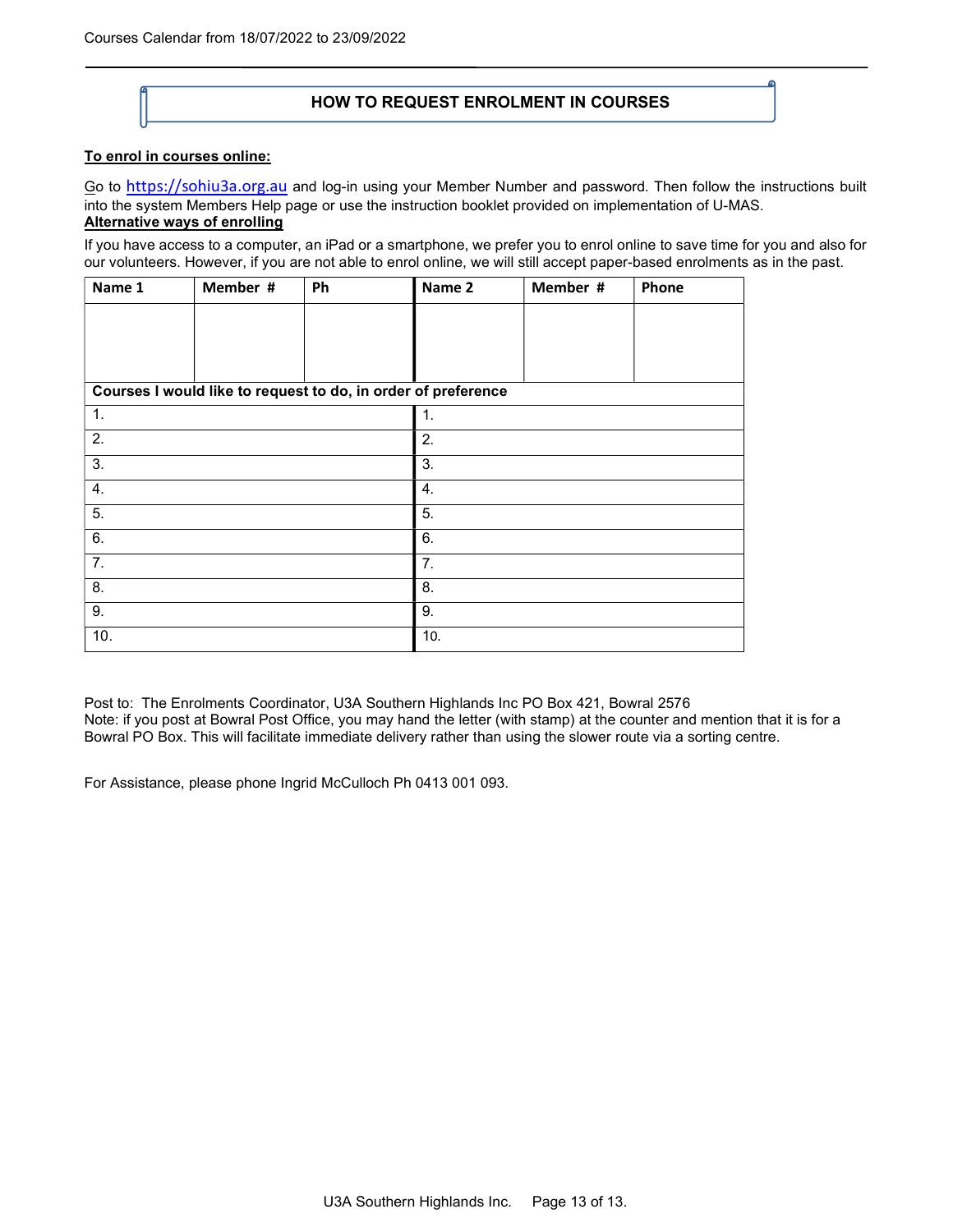## HOW TO REQUEST ENROLMENT IN COURSES

**To enrol in courses online:**

Go to https://sohiu3a.org.au and log-in using your Member Number and password. Then follow the instructions built into the system Members Help page or use the instruction booklet provided on implementation of U-MAS.

**Alternative ways of enrolling**

If you have access to a computer, an iPad or a smartphone, we prefer you to enrol online to save time for you and also for our volunteers. However, if you are not able to enrol online, we will still accept paper-based enrolments as in the past.

| Name 1 | Member # | Ph | Name 2 | Member # | Phone |
|---|---|---|---|---|---|
| | | | | | |
| **Courses I would like to request to do, in order of preference** | | | | | |
| 1. | | | 1. | | |
| 2. | | | 2. | | |
| 3. | | | 3. | | |
| 4. | | | 4. | | |
| 5. | | | 5. | | |
| 6. | | | 6. | | |
| 7. | | | 7. | | |
| 8. | | | 8. | | |
| 9. | | | 9. | | |
| 10. | | | 10. | | |

Post to: The Enrolments Coordinator, U3A Southern Highlands Inc PO Box 421, Bowral 2576
Note: if you post at Bowral Post Office, you may hand the letter (with stamp) at the counter and mention that it is for a Bowral PO Box. This will facilitate immediate delivery rather than using the slower route via a sorting centre.

For Assistance, please phone Ingrid McCulloch Ph 0413 001 093.